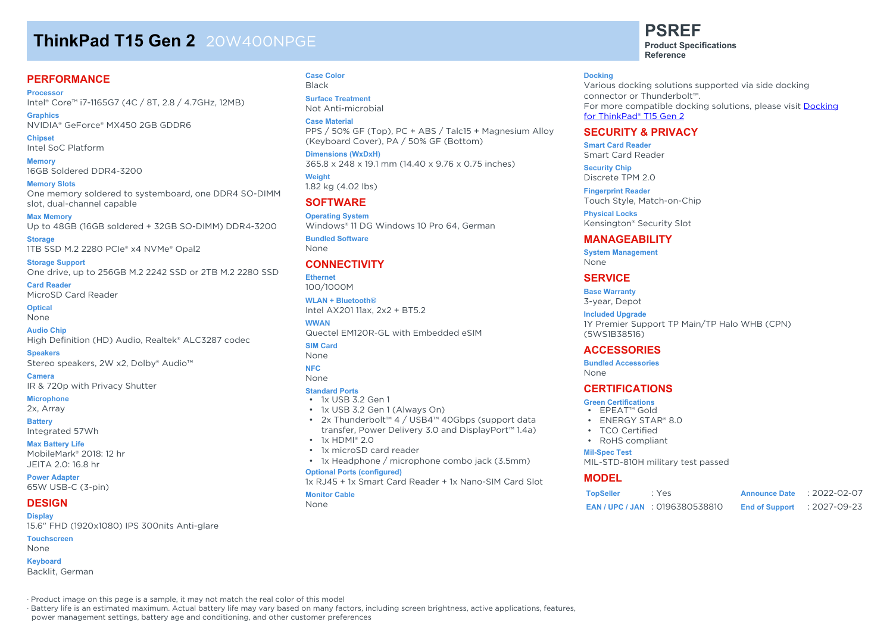# ThinkPad T15 Gen 2 20W400NPGE

**PSREF**
**Product Specifications Reference**

## PERFORMANCE

**Processor**
Intel® Core™ i7-1165G7 (4C / 8T, 2.8 / 4.7GHz, 12MB)

**Graphics**
NVIDIA® GeForce® MX450 2GB GDDR6

**Chipset**
Intel SoC Platform

**Memory**
16GB Soldered DDR4-3200

**Memory Slots**
One memory soldered to systemboard, one DDR4 SO-DIMM slot, dual-channel capable

**Max Memory**
Up to 48GB (16GB soldered + 32GB SO-DIMM) DDR4-3200

**Storage**
1TB SSD M.2 2280 PCIe® x4 NVMe® Opal2

**Storage Support**
One drive, up to 256GB M.2 2242 SSD or 2TB M.2 2280 SSD

**Card Reader**
MicroSD Card Reader

**Optical**
None

**Audio Chip**
High Definition (HD) Audio, Realtek® ALC3287 codec

**Speakers**
Stereo speakers, 2W x2, Dolby® Audio™

**Camera**
IR & 720p with Privacy Shutter

**Microphone**
2x, Array

**Battery**
Integrated 57Wh

**Max Battery Life**
MobileMark® 2018: 12 hr
JEITA 2.0: 16.8 hr

**Power Adapter**
65W USB-C (3-pin)

## DESIGN

**Display**
15.6" FHD (1920x1080) IPS 300nits Anti-glare

**Touchscreen**
None

**Keyboard**
Backlit, German

**Case Color**
Black

**Surface Treatment**
Not Anti-microbial

**Case Material**
PPS / 50% GF (Top), PC + ABS / Talc15 + Magnesium Alloy (Keyboard Cover), PA / 50% GF (Bottom)

**Dimensions (WxDxH)**
365.8 x 248 x 19.1 mm (14.40 x 9.76 x 0.75 inches)

**Weight**
1.82 kg (4.02 lbs)

## SOFTWARE

**Operating System**
Windows® 11 DG Windows 10 Pro 64, German

**Bundled Software**
None

## CONNECTIVITY

**Ethernet**
100/1000M

**WLAN + Bluetooth®**
Intel AX201 11ax, 2x2 + BT5.2

**WWAN**
Quectel EM120R-GL with Embedded eSIM

**SIM Card**
None

**NFC**
None

**Standard Ports**
- 1x USB 3.2 Gen 1
- 1x USB 3.2 Gen 1 (Always On)
- 2x Thunderbolt™ 4 / USB4™ 40Gbps (support data transfer, Power Delivery 3.0 and DisplayPort™ 1.4a)
- 1x HDMI® 2.0
- 1x microSD card reader
- 1x Headphone / microphone combo jack (3.5mm)

**Optional Ports (configured)**
1x RJ45 + 1x Smart Card Reader + 1x Nano-SIM Card Slot

**Monitor Cable**
None

**Docking**
Various docking solutions supported via side docking connector or Thunderbolt™.
For more compatible docking solutions, please visit Docking for ThinkPad® T15 Gen 2

## SECURITY & PRIVACY

**Smart Card Reader**
Smart Card Reader

**Security Chip**
Discrete TPM 2.0

**Fingerprint Reader**
Touch Style, Match-on-Chip

**Physical Locks**
Kensington® Security Slot

## MANAGEABILITY

**System Management**
None

## SERVICE

**Base Warranty**
3-year, Depot

**Included Upgrade**
1Y Premier Support TP Main/TP Halo WHB (CPN) (5WS1B38516)

## ACCESSORIES

**Bundled Accessories**
None

## CERTIFICATIONS

**Green Certifications**
- EPEAT™ Gold
- ENERGY STAR® 8.0
- TCO Certified
- RoHS compliant

**Mil-Spec Test**
MIL-STD-810H military test passed

## MODEL

| | | | |
|---|---|---|---|
| **TopSeller** | : Yes | **Announce Date** | : 2022-02-07 |
| **EAN / UPC / JAN** | : 0196380538810 | **End of Support** | : 2027-09-23 |

· Product image on this page is a sample, it may not match the real color of this model
· Battery life is an estimated maximum. Actual battery life may vary based on many factors, including screen brightness, active applications, features, power management settings, battery age and conditioning, and other customer preferences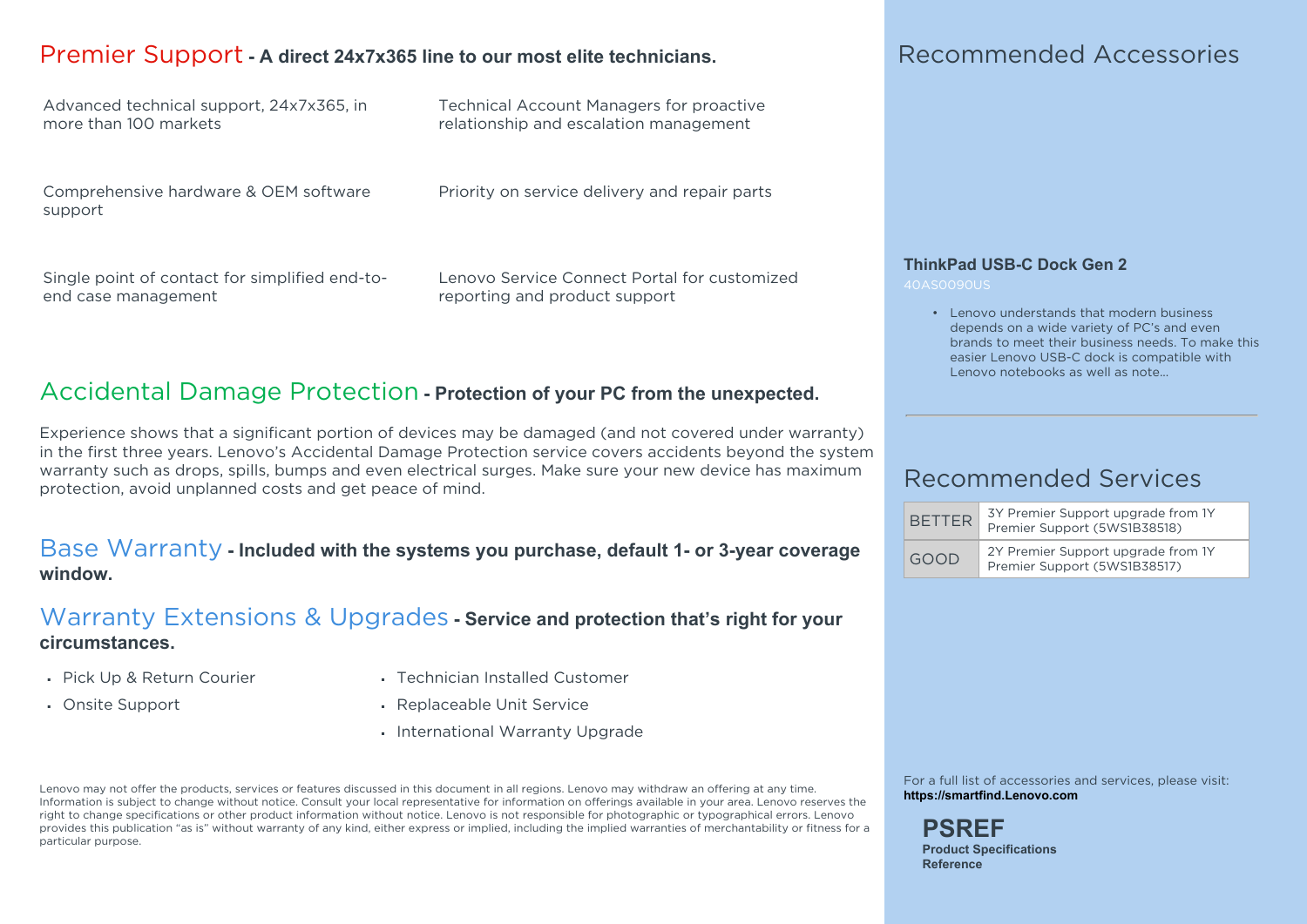## Premier Support - A direct 24x7x365 line to our most elite technicians.

Advanced technical support, 24x7x365, in more than 100 markets

Technical Account Managers for proactive relationship and escalation management

Comprehensive hardware & OEM software support

Priority on service delivery and repair parts

Single point of contact for simplified end-to-end case management

Lenovo Service Connect Portal for customized reporting and product support

## Accidental Damage Protection - Protection of your PC from the unexpected.

Experience shows that a significant portion of devices may be damaged (and not covered under warranty) in the first three years. Lenovo's Accidental Damage Protection service covers accidents beyond the system warranty such as drops, spills, bumps and even electrical surges. Make sure your new device has maximum protection, avoid unplanned costs and get peace of mind.

## Base Warranty - Included with the systems you purchase, default 1- or 3-year coverage window.

## Warranty Extensions & Upgrades - Service and protection that's right for your circumstances.

- Pick Up & Return Courier
- Onsite Support
- Technician Installed Customer
- Replaceable Unit Service
- International Warranty Upgrade

Lenovo may not offer the products, services or features discussed in this document in all regions. Lenovo may withdraw an offering at any time. Information is subject to change without notice. Consult your local representative for information on offerings available in your area. Lenovo reserves the right to change specifications or other product information without notice. Lenovo is not responsible for photographic or typographical errors. Lenovo provides this publication "as is" without warranty of any kind, either express or implied, including the implied warranties of merchantability or fitness for a particular purpose.

## Recommended Accessories

**ThinkPad USB-C Dock Gen 2**

40AS0090US

- Lenovo understands that modern business depends on a wide variety of PC's and even brands to meet their business needs. To make this easier Lenovo USB-C dock is compatible with Lenovo notebooks as well as note...

## Recommended Services

| | |
|---|---|
| BETTER | 3Y Premier Support upgrade from 1Y Premier Support (5WS1B38518) |
| GOOD | 2Y Premier Support upgrade from 1Y Premier Support (5WS1B38517) |

For a full list of accessories and services, please visit:
**https://smartfind.Lenovo.com**

**PSREF**
**Product Specifications Reference**